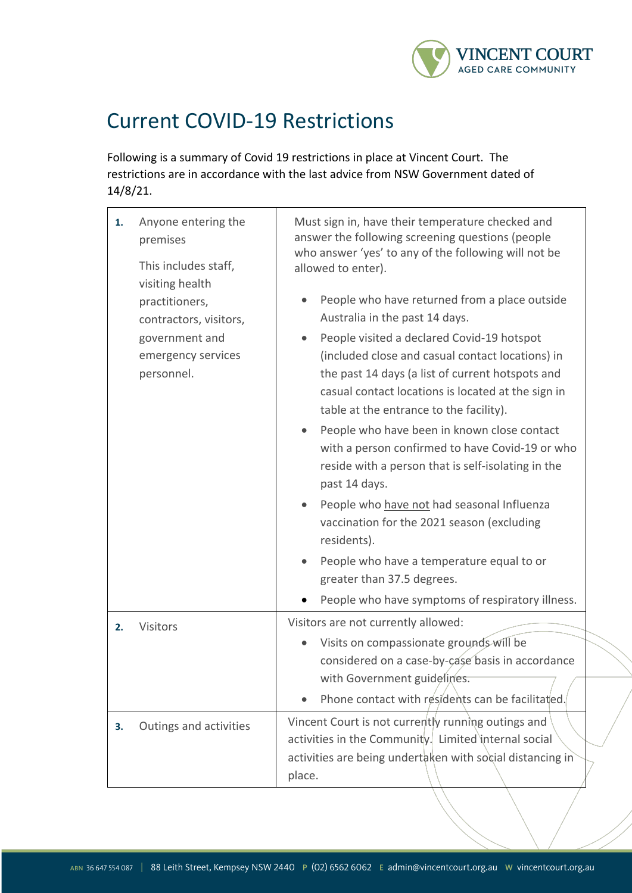# Current COVID-19 Restrictions

Following is a summary of Covid 19 restrictions in place at Vincent Court. The restrictions are in accordance with the last advice from NSW Government dated of 14/8/21.

| | |
|---|---|
| **1.** Anyone entering the premises<br><br>This includes staff, visiting health practitioners, contractors, visitors, government and emergency services personnel. | Must sign in, have their temperature checked and answer the following screening questions (people who answer 'yes' to any of the following will not be allowed to enter).<br><br>• People who have returned from a place outside Australia in the past 14 days.<br>• People visited a declared Covid-19 hotspot (included close and casual contact locations) in the past 14 days (a list of current hotspots and casual contact locations is located at the sign in table at the entrance to the facility).<br>• People who have been in known close contact with a person confirmed to have Covid-19 or who reside with a person that is self-isolating in the past 14 days.<br>• People who have not had seasonal Influenza vaccination for the 2021 season (excluding residents).<br>• People who have a temperature equal to or greater than 37.5 degrees.<br>• People who have symptoms of respiratory illness. |
| **2.** Visitors | Visitors are not currently allowed:<br>• Visits on compassionate grounds will be considered on a case-by-case basis in accordance with Government guidelines.<br>• Phone contact with residents can be facilitated. |
| **3.** Outings and activities | Vincent Court is not currently running outings and activities in the Community. Limited internal social activities are being undertaken with social distancing in place. |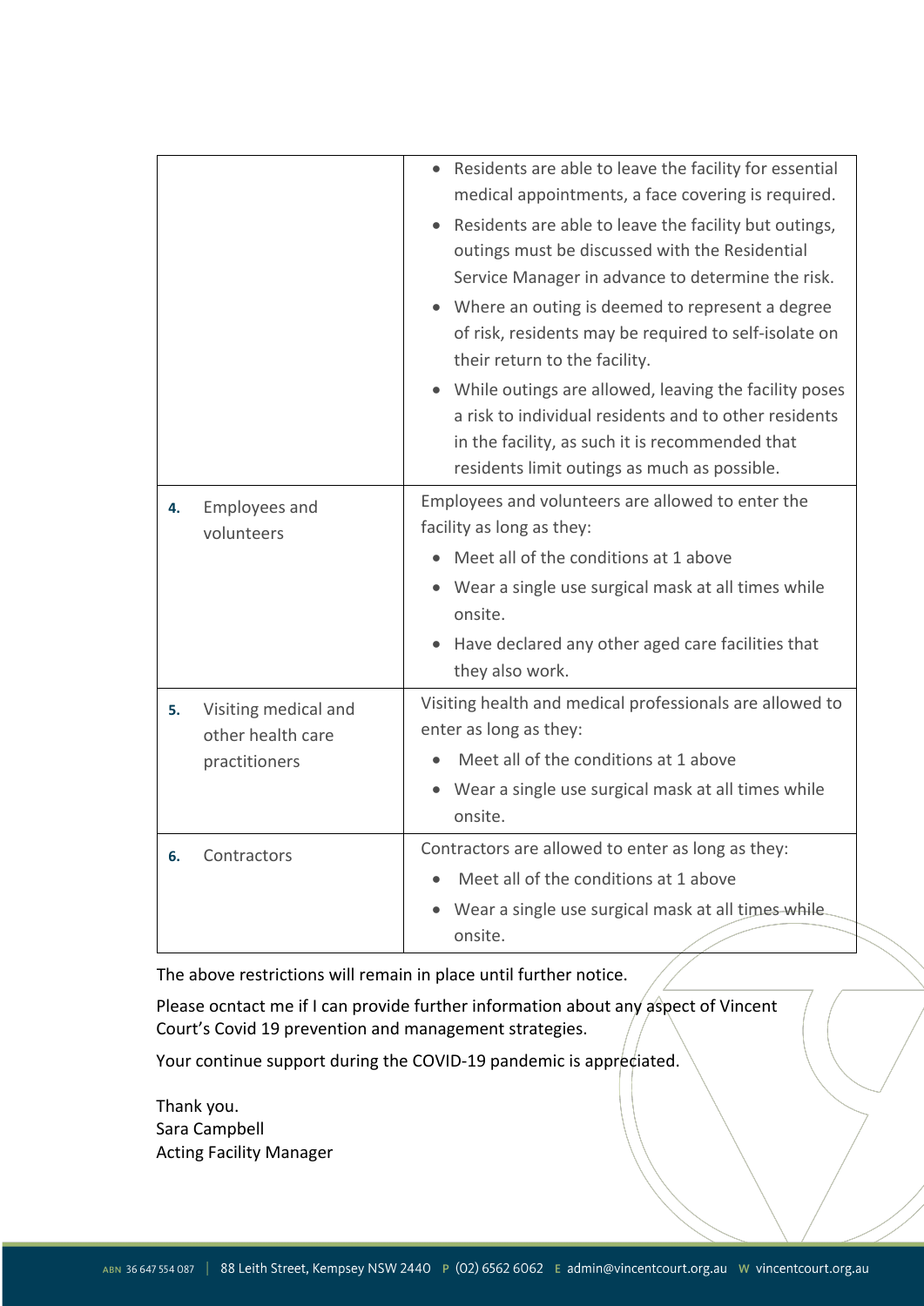| | |
|---|---|
| | • Residents are able to leave the facility for essential medical appointments, a face covering is required.<br>• Residents are able to leave the facility but outings, outings must be discussed with the Residential Service Manager in advance to determine the risk.<br>• Where an outing is deemed to represent a degree of risk, residents may be required to self-isolate on their return to the facility.<br>• While outings are allowed, leaving the facility poses a risk to individual residents and to other residents in the facility, as such it is recommended that residents limit outings as much as possible. |
| **4.** Employees and volunteers | Employees and volunteers are allowed to enter the facility as long as they:<br>• Meet all of the conditions at 1 above<br>• Wear a single use surgical mask at all times while onsite.<br>• Have declared any other aged care facilities that they also work. |
| **5.** Visiting medical and other health care practitioners | Visiting health and medical professionals are allowed to enter as long as they:<br>• Meet all of the conditions at 1 above<br>• Wear a single use surgical mask at all times while onsite. |
| **6.** Contractors | Contractors are allowed to enter as long as they:<br>• Meet all of the conditions at 1 above<br>• Wear a single use surgical mask at all times while onsite. |

The above restrictions will remain in place until further notice.

Please ocntact me if I can provide further information about any aspect of Vincent Court's Covid 19 prevention and management strategies.

Your continue support during the COVID-19 pandemic is appreciated.

Thank you.
Sara Campbell
Acting Facility Manager

ABN 36 647 554 087 | 88 Leith Street, Kempsey NSW 2440 P (02) 6562 6062 E admin@vincentcourt.org.au W vincentcourt.org.au